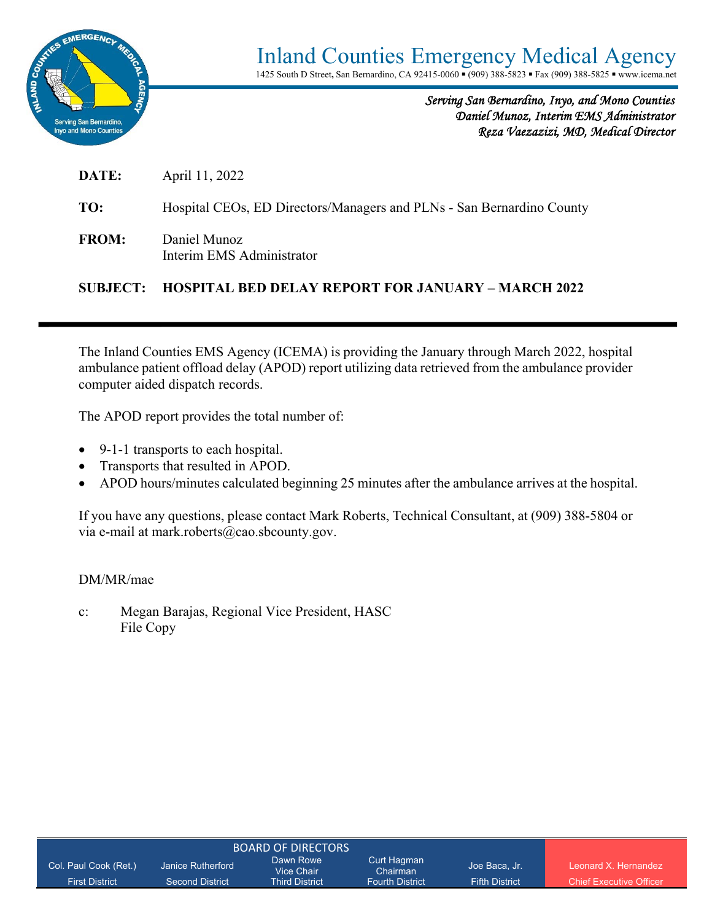# Inland Counties Emergency Medical Agency

1425 South D Street, San Bernardino, CA 92415-0060 ▪ (909) 388-5823 ▪ Fax (909) 388-5825 ▪ www.icema.net

*Serving San Bernardino, Inyo, and Mono Counties*
*Daniel Munoz, Interim EMS Administrator*
*Reza Vaezazizi, MD, Medical Director*

**DATE:** April 11, 2022

**TO:** Hospital CEOs, ED Directors/Managers and PLNs - San Bernardino County

**FROM:** Daniel Munoz
Interim EMS Administrator

**SUBJECT: HOSPITAL BED DELAY REPORT FOR JANUARY – MARCH 2022**

---

The Inland Counties EMS Agency (ICEMA) is providing the January through March 2022, hospital ambulance patient offload delay (APOD) report utilizing data retrieved from the ambulance provider computer aided dispatch records.

The APOD report provides the total number of:

- 9-1-1 transports to each hospital.
- Transports that resulted in APOD.
- APOD hours/minutes calculated beginning 25 minutes after the ambulance arrives at the hospital.

If you have any questions, please contact Mark Roberts, Technical Consultant, at (909) 388-5804 or via e-mail at mark.roberts@cao.sbcounty.gov.

DM/MR/mae

c: Megan Barajas, Regional Vice President, HASC
File Copy

BOARD OF DIRECTORS

| Col. Paul Cook (Ret.) | Janice Rutherford | Dawn Rowe Vice Chair | Curt Hagman Chairman | Joe Baca, Jr. | Leonard X. Hernandez |
|---|---|---|---|---|---|
| First District | Second District | Third District | Fourth District | Fifth District | Chief Executive Officer |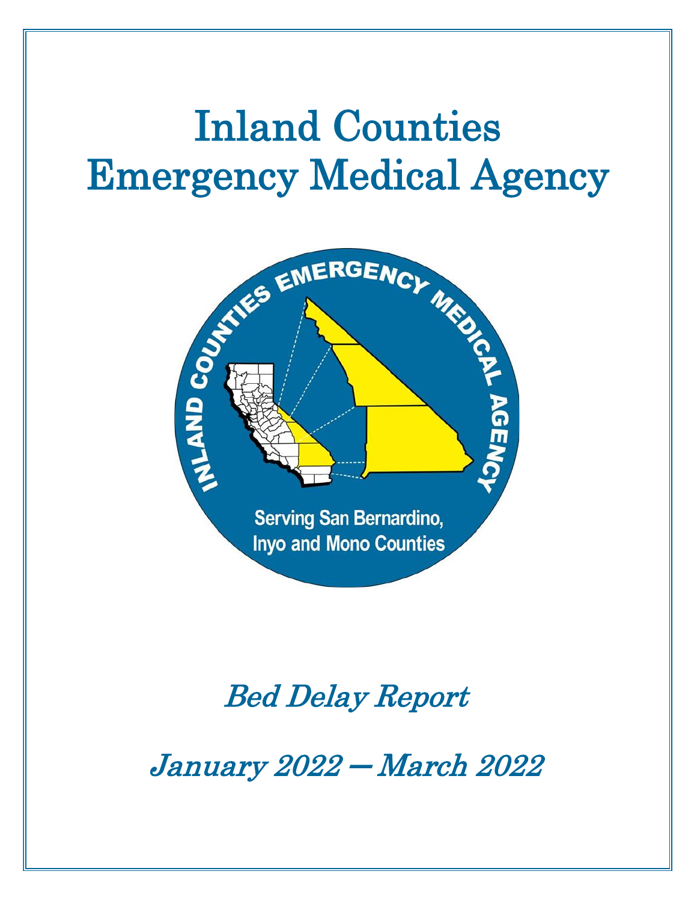# Inland Counties Emergency Medical Agency

INLAND COUNTIES EMERGENCY MEDICAL AGENCY

Serving San Bernardino, Inyo and Mono Counties

*Bed Delay Report*

*January 2022 — March 2022*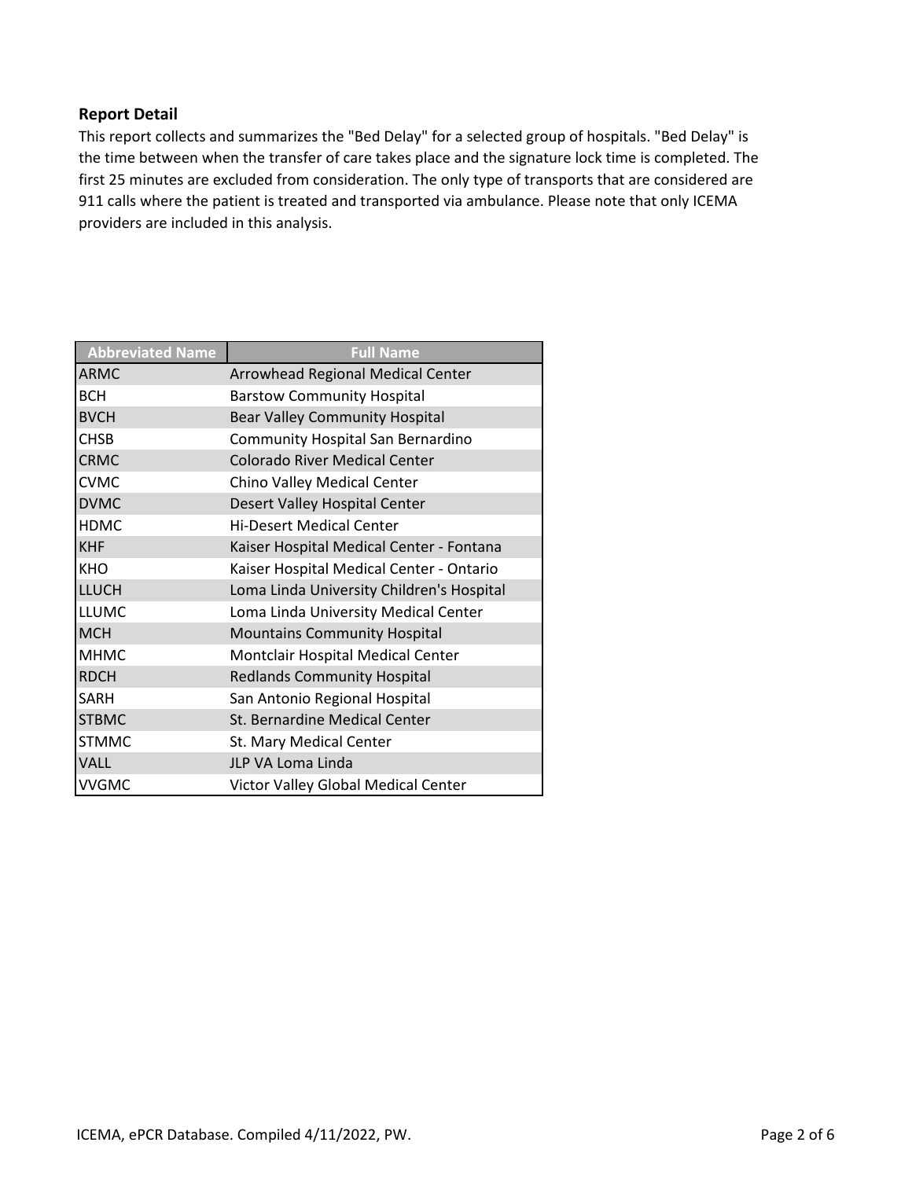## Report Detail

This report collects and summarizes the "Bed Delay" for a selected group of hospitals. "Bed Delay" is the time between when the transfer of care takes place and the signature lock time is completed. The first 25 minutes are excluded from consideration. The only type of transports that are considered are 911 calls where the patient is treated and transported via ambulance. Please note that only ICEMA providers are included in this analysis.

| Abbreviated Name | Full Name |
|---|---|
| ARMC | Arrowhead Regional Medical Center |
| BCH | Barstow Community Hospital |
| BVCH | Bear Valley Community Hospital |
| CHSB | Community Hospital San Bernardino |
| CRMC | Colorado River Medical Center |
| CVMC | Chino Valley Medical Center |
| DVMC | Desert Valley Hospital Center |
| HDMC | Hi-Desert Medical Center |
| KHF | Kaiser Hospital Medical Center - Fontana |
| KHO | Kaiser Hospital Medical Center - Ontario |
| LLUCH | Loma Linda University Children's Hospital |
| LLUMC | Loma Linda University Medical Center |
| MCH | Mountains Community Hospital |
| MHMC | Montclair Hospital Medical Center |
| RDCH | Redlands Community Hospital |
| SARH | San Antonio Regional Hospital |
| STBMC | St. Bernardine Medical Center |
| STMMC | St. Mary Medical Center |
| VALL | JLP VA Loma Linda |
| VVGMC | Victor Valley Global Medical Center |

ICEMA, ePCR Database. Compiled 4/11/2022, PW.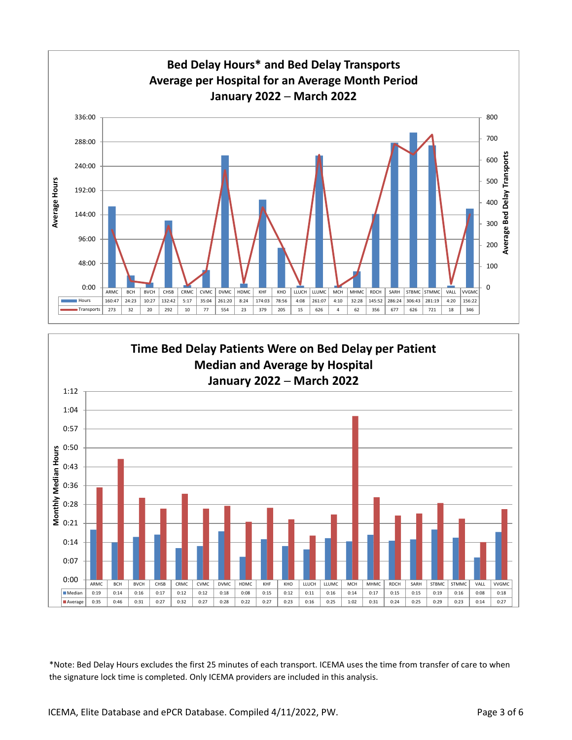## Bed Delay Hours* and Bed Delay Transports Average per Hospital for an Average Month Period January 2022 – March 2022

| | ARMC | BCH | BVCH | CHSB | CRMC | CVMC | DVMC | HDMC | KHF | KHO | LLUCH | LLUMC | MCH | MHMC | RDCH | SARH | STBMC | STMMC | VALL | VVGMC |
|---|---|---|---|---|---|---|---|---|---|---|---|---|---|---|---|---|---|---|---|---|
| Hours | 160:47 | 24:23 | 10:27 | 132:42 | 5:17 | 35:04 | 261:20 | 8:24 | 174:03 | 78:56 | 4:08 | 261:07 | 4:10 | 32:28 | 145:52 | 286:24 | 306:43 | 281:19 | 4:20 | 156:22 |
| Transports | 273 | 32 | 20 | 292 | 10 | 77 | 554 | 23 | 379 | 205 | 15 | 626 | 4 | 62 | 356 | 677 | 626 | 721 | 18 | 346 |

## Time Bed Delay Patients Were on Bed Delay per Patient Median and Average by Hospital January 2022 – March 2022

| | ARMC | BCH | BVCH | CHSB | CRMC | CVMC | DVMC | HDMC | KHF | KHO | LLUCH | LLUMC | MCH | MHMC | RDCH | SARH | STBMC | STMMC | VALL | VVGMC |
|---|---|---|---|---|---|---|---|---|---|---|---|---|---|---|---|---|---|---|---|---|
| Median | 0:19 | 0:14 | 0:16 | 0:17 | 0:12 | 0:12 | 0:18 | 0:08 | 0:15 | 0:12 | 0:11 | 0:16 | 0:14 | 0:17 | 0:15 | 0:15 | 0:19 | 0:16 | 0:08 | 0:18 |
| Average | 0:35 | 0:46 | 0:31 | 0:27 | 0:32 | 0:27 | 0:28 | 0:22 | 0:27 | 0:23 | 0:16 | 0:25 | 1:02 | 0:31 | 0:24 | 0:25 | 0:29 | 0:23 | 0:14 | 0:27 |

*Note: Bed Delay Hours excludes the first 25 minutes of each transport. ICEMA uses the time from transfer of care to when the signature lock time is completed. Only ICEMA providers are included in this analysis.

ICEMA, Elite Database and ePCR Database. Compiled 4/11/2022, PW.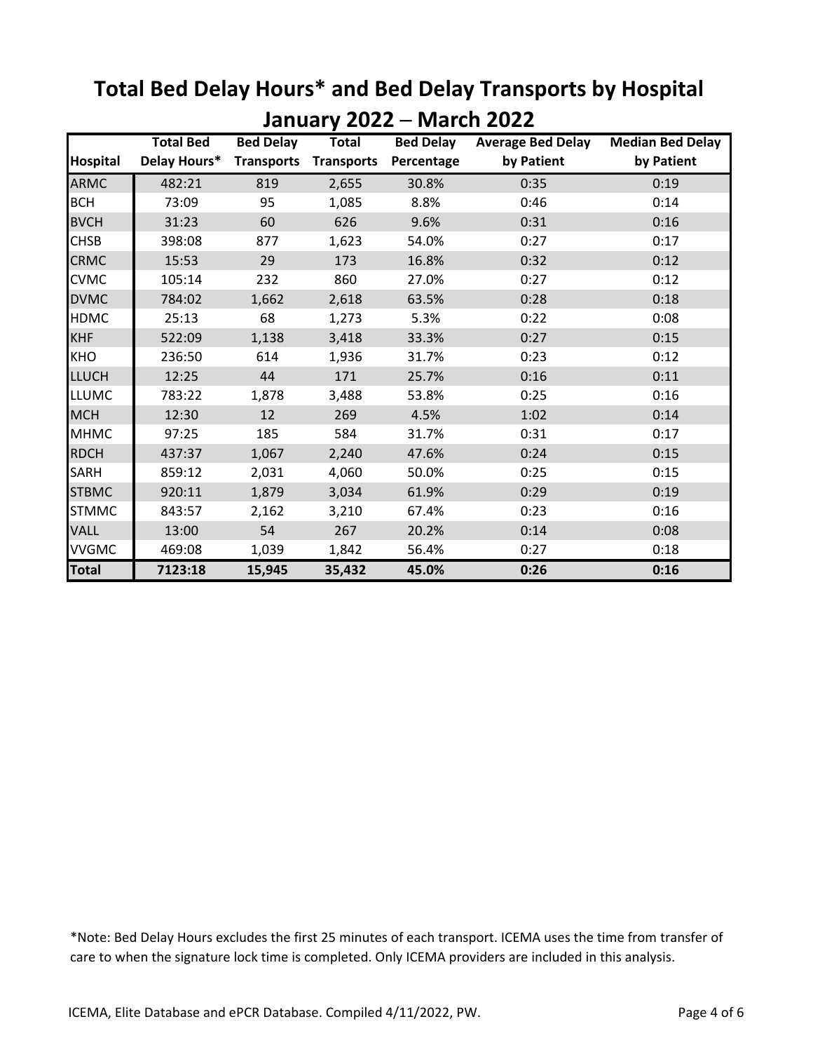# Total Bed Delay Hours* and Bed Delay Transports by Hospital

## January 2022 – March 2022

| Hospital | Total Bed Delay Hours* | Bed Delay Transports | Total Transports | Bed Delay Percentage | Average Bed Delay by Patient | Median Bed Delay by Patient |
|---|---|---|---|---|---|---|
| ARMC | 482:21 | 819 | 2,655 | 30.8% | 0:35 | 0:19 |
| BCH | 73:09 | 95 | 1,085 | 8.8% | 0:46 | 0:14 |
| BVCH | 31:23 | 60 | 626 | 9.6% | 0:31 | 0:16 |
| CHSB | 398:08 | 877 | 1,623 | 54.0% | 0:27 | 0:17 |
| CRMC | 15:53 | 29 | 173 | 16.8% | 0:32 | 0:12 |
| CVMC | 105:14 | 232 | 860 | 27.0% | 0:27 | 0:12 |
| DVMC | 784:02 | 1,662 | 2,618 | 63.5% | 0:28 | 0:18 |
| HDMC | 25:13 | 68 | 1,273 | 5.3% | 0:22 | 0:08 |
| KHF | 522:09 | 1,138 | 3,418 | 33.3% | 0:27 | 0:15 |
| KHO | 236:50 | 614 | 1,936 | 31.7% | 0:23 | 0:12 |
| LLUCH | 12:25 | 44 | 171 | 25.7% | 0:16 | 0:11 |
| LLUMC | 783:22 | 1,878 | 3,488 | 53.8% | 0:25 | 0:16 |
| MCH | 12:30 | 12 | 269 | 4.5% | 1:02 | 0:14 |
| MHMC | 97:25 | 185 | 584 | 31.7% | 0:31 | 0:17 |
| RDCH | 437:37 | 1,067 | 2,240 | 47.6% | 0:24 | 0:15 |
| SARH | 859:12 | 2,031 | 4,060 | 50.0% | 0:25 | 0:15 |
| STBMC | 920:11 | 1,879 | 3,034 | 61.9% | 0:29 | 0:19 |
| STMMC | 843:57 | 2,162 | 3,210 | 67.4% | 0:23 | 0:16 |
| VALL | 13:00 | 54 | 267 | 20.2% | 0:14 | 0:08 |
| VVGMC | 469:08 | 1,039 | 1,842 | 56.4% | 0:27 | 0:18 |
| **Total** | **7123:18** | **15,945** | **35,432** | **45.0%** | **0:26** | **0:16** |

*Note: Bed Delay Hours excludes the first 25 minutes of each transport. ICEMA uses the time from transfer of care to when the signature lock time is completed. Only ICEMA providers are included in this analysis.

ICEMA, Elite Database and ePCR Database. Compiled 4/11/2022, PW.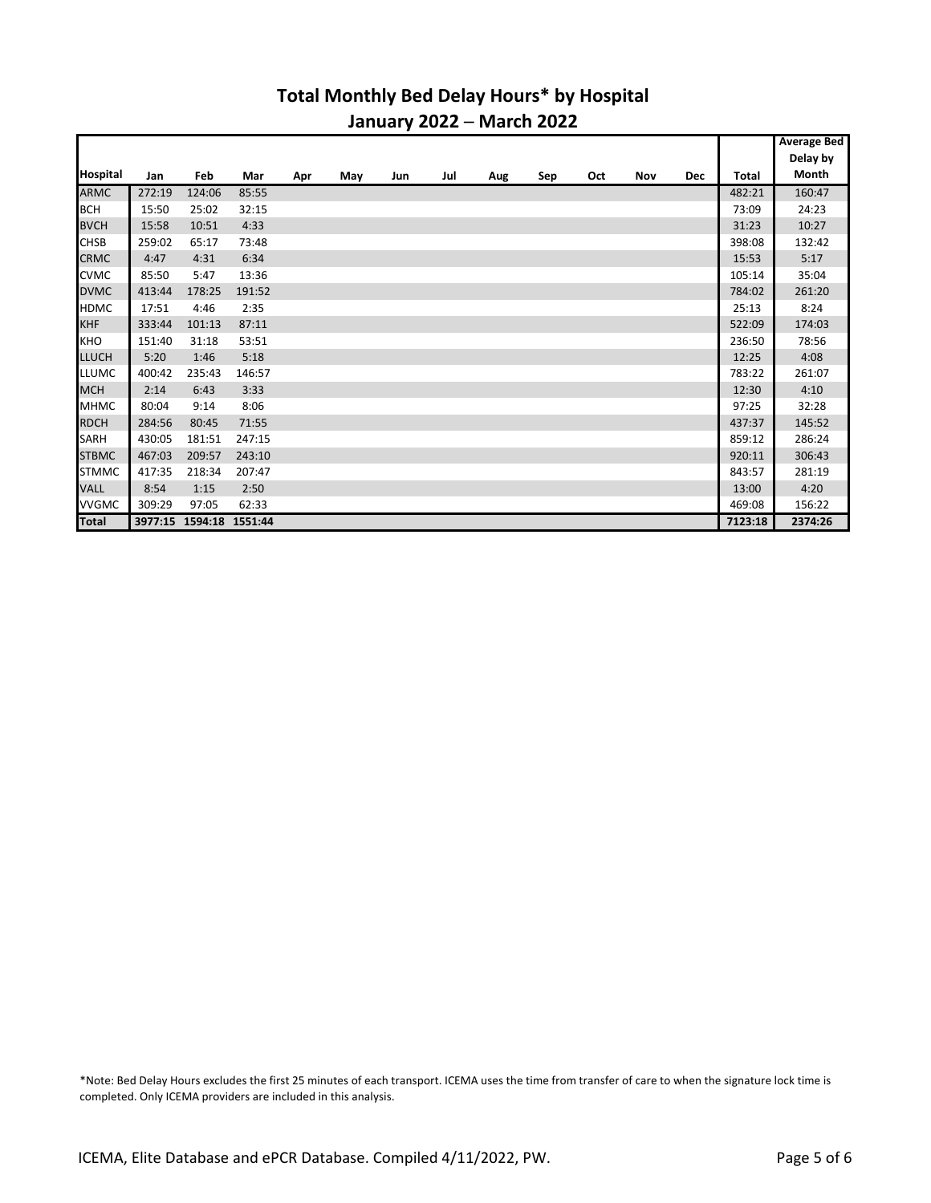## Total Monthly Bed Delay Hours* by Hospital

## January 2022 – March 2022

| Hospital | Jan | Feb | Mar | Apr | May | Jun | Jul | Aug | Sep | Oct | Nov | Dec | Total | Average Bed Delay by Month |
|---|---|---|---|---|---|---|---|---|---|---|---|---|---|---|
| ARMC | 272:19 | 124:06 | 85:55 | | | | | | | | | | 482:21 | 160:47 |
| BCH | 15:50 | 25:02 | 32:15 | | | | | | | | | | 73:09 | 24:23 |
| BVCH | 15:58 | 10:51 | 4:33 | | | | | | | | | | 31:23 | 10:27 |
| CHSB | 259:02 | 65:17 | 73:48 | | | | | | | | | | 398:08 | 132:42 |
| CRMC | 4:47 | 4:31 | 6:34 | | | | | | | | | | 15:53 | 5:17 |
| CVMC | 85:50 | 5:47 | 13:36 | | | | | | | | | | 105:14 | 35:04 |
| DVMC | 413:44 | 178:25 | 191:52 | | | | | | | | | | 784:02 | 261:20 |
| HDMC | 17:51 | 4:46 | 2:35 | | | | | | | | | | 25:13 | 8:24 |
| KHF | 333:44 | 101:13 | 87:11 | | | | | | | | | | 522:09 | 174:03 |
| KHO | 151:40 | 31:18 | 53:51 | | | | | | | | | | 236:50 | 78:56 |
| LLUCH | 5:20 | 1:46 | 5:18 | | | | | | | | | | 12:25 | 4:08 |
| LLUMC | 400:42 | 235:43 | 146:57 | | | | | | | | | | 783:22 | 261:07 |
| MCH | 2:14 | 6:43 | 3:33 | | | | | | | | | | 12:30 | 4:10 |
| MHMC | 80:04 | 9:14 | 8:06 | | | | | | | | | | 97:25 | 32:28 |
| RDCH | 284:56 | 80:45 | 71:55 | | | | | | | | | | 437:37 | 145:52 |
| SARH | 430:05 | 181:51 | 247:15 | | | | | | | | | | 859:12 | 286:24 |
| STBMC | 467:03 | 209:57 | 243:10 | | | | | | | | | | 920:11 | 306:43 |
| STMMC | 417:35 | 218:34 | 207:47 | | | | | | | | | | 843:57 | 281:19 |
| VALL | 8:54 | 1:15 | 2:50 | | | | | | | | | | 13:00 | 4:20 |
| VVGMC | 309:29 | 97:05 | 62:33 | | | | | | | | | | 469:08 | 156:22 |
| **Total** | **3977:15** | **1594:18** | **1551:44** | | | | | | | | | | **7123:18** | **2374:26** |

*Note: Bed Delay Hours excludes the first 25 minutes of each transport. ICEMA uses the time from transfer of care to when the signature lock time is completed. Only ICEMA providers are included in this analysis.

ICEMA, Elite Database and ePCR Database. Compiled 4/11/2022, PW.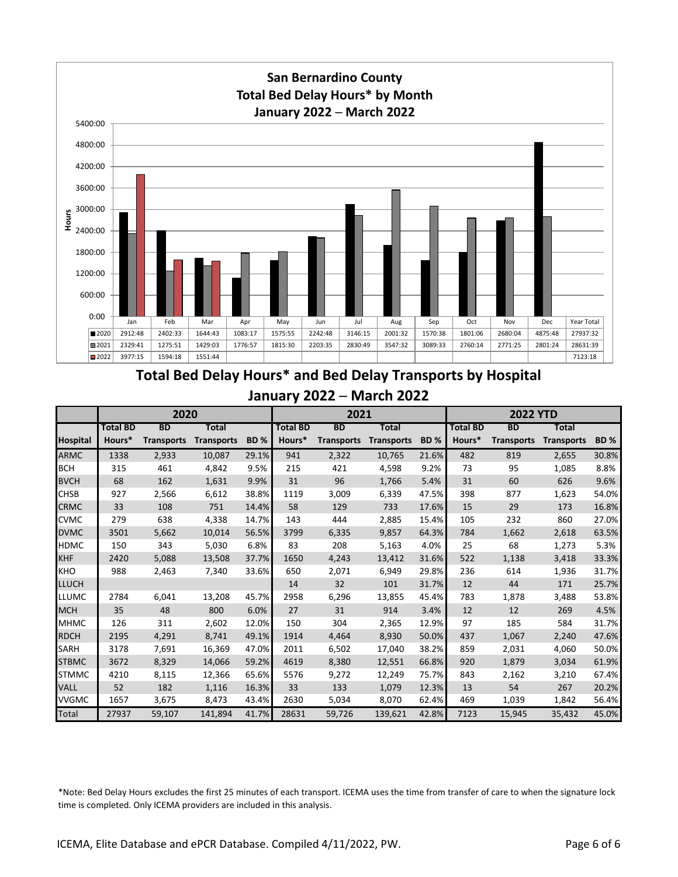San Bernardino County
Total Bed Delay Hours* by Month
January 2022 – March 2022

5400:00
4800:00
4200:00
3600:00
3000:00
2400:00
1800:00
1200:00
600:00
0:00

Hours

Jan Feb Mar Apr May Jun Jul Aug Sep Oct Nov Dec Year Total

2020 2912:48 2402:33 1644:43 1083:17 1575:55 2242:48 3146:15 2001:32 1570:38 1801:06 2680:04 4875:48 27937:32

2021 2329:41 1275:51 1429:03 1776:57 1815:30 2203:35 2830:49 3547:32 3089:33 2760:14 2771:25 2801:24 28631:39

2022 3977:15 1594:18 1551:44 7123:18

## Total Bed Delay Hours* and Bed Delay Transports by Hospital
## January 2022 – March 2022

| | 2020 | | | | 2021 | | | | 2022 YTD | | | |
|---|---|---|---|---|---|---|---|---|---|---|---|---|
| Hospital | Total BD Hours* | BD Transports | Total Transports | BD % | Total BD Hours* | BD Transports | Total Transports | BD % | Total BD Hours* | BD Transports | Total Transports | BD % |
| ARMC | 1338 | 2,933 | 10,087 | 29.1% | 941 | 2,322 | 10,765 | 21.6% | 482 | 819 | 2,655 | 30.8% |
| BCH | 315 | 461 | 4,842 | 9.5% | 215 | 421 | 4,598 | 9.2% | 73 | 95 | 1,085 | 8.8% |
| BVCH | 68 | 162 | 1,631 | 9.9% | 31 | 96 | 1,766 | 5.4% | 31 | 60 | 626 | 9.6% |
| CHSB | 927 | 2,566 | 6,612 | 38.8% | 1119 | 3,009 | 6,339 | 47.5% | 398 | 877 | 1,623 | 54.0% |
| CRMC | 33 | 108 | 751 | 14.4% | 58 | 129 | 733 | 17.6% | 15 | 29 | 173 | 16.8% |
| CVMC | 279 | 638 | 4,338 | 14.7% | 143 | 444 | 2,885 | 15.4% | 105 | 232 | 860 | 27.0% |
| DVMC | 3501 | 5,662 | 10,014 | 56.5% | 3799 | 6,335 | 9,857 | 64.3% | 784 | 1,662 | 2,618 | 63.5% |
| HDMC | 150 | 343 | 5,030 | 6.8% | 83 | 208 | 5,163 | 4.0% | 25 | 68 | 1,273 | 5.3% |
| KHF | 2420 | 5,088 | 13,508 | 37.7% | 1650 | 4,243 | 13,412 | 31.6% | 522 | 1,138 | 3,418 | 33.3% |
| KHO | 988 | 2,463 | 7,340 | 33.6% | 650 | 2,071 | 6,949 | 29.8% | 236 | 614 | 1,936 | 31.7% |
| LLUCH | | | | | 14 | 32 | 101 | 31.7% | 12 | 44 | 171 | 25.7% |
| LLUMC | 2784 | 6,041 | 13,208 | 45.7% | 2958 | 6,296 | 13,855 | 45.4% | 783 | 1,878 | 3,488 | 53.8% |
| MCH | 35 | 48 | 800 | 6.0% | 27 | 31 | 914 | 3.4% | 12 | 12 | 269 | 4.5% |
| MHMC | 126 | 311 | 2,602 | 12.0% | 150 | 304 | 2,365 | 12.9% | 97 | 185 | 584 | 31.7% |
| RDCH | 2195 | 4,291 | 8,741 | 49.1% | 1914 | 4,464 | 8,930 | 50.0% | 437 | 1,067 | 2,240 | 47.6% |
| SARH | 3178 | 7,691 | 16,369 | 47.0% | 2011 | 6,502 | 17,040 | 38.2% | 859 | 2,031 | 4,060 | 50.0% |
| STBMC | 3672 | 8,329 | 14,066 | 59.2% | 4619 | 8,380 | 12,551 | 66.8% | 920 | 1,879 | 3,034 | 61.9% |
| STMMC | 4210 | 8,115 | 12,366 | 65.6% | 5576 | 9,272 | 12,249 | 75.7% | 843 | 2,162 | 3,210 | 67.4% |
| VALL | 52 | 182 | 1,116 | 16.3% | 33 | 133 | 1,079 | 12.3% | 13 | 54 | 267 | 20.2% |
| VVGMC | 1657 | 3,675 | 8,473 | 43.4% | 2630 | 5,034 | 8,070 | 62.4% | 469 | 1,039 | 1,842 | 56.4% |
| Total | 27937 | 59,107 | 141,894 | 41.7% | 28631 | 59,726 | 139,621 | 42.8% | 7123 | 15,945 | 35,432 | 45.0% |

*Note: Bed Delay Hours excludes the first 25 minutes of each transport. ICEMA uses the time from transfer of care to when the signature lock time is completed. Only ICEMA providers are included in this analysis.

ICEMA, Elite Database and ePCR Database. Compiled 4/11/2022, PW.